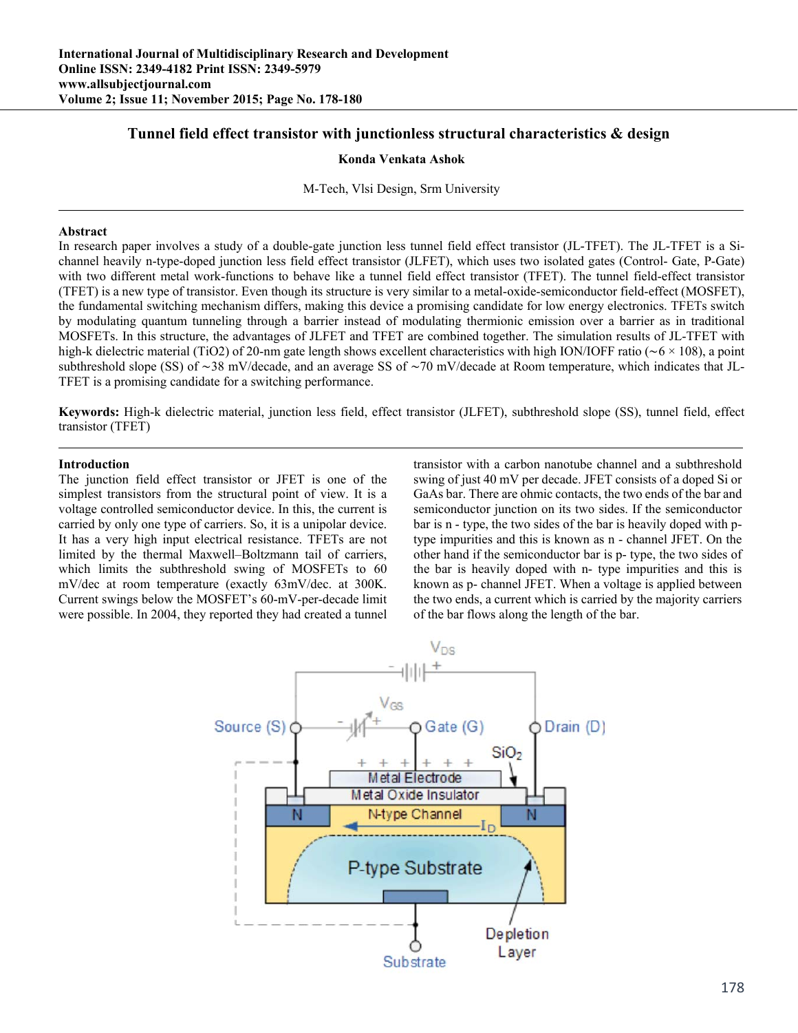# Tunnel field effect transistor with junctionless structural characteristics & design

**Konda Venkata Ashok**

M-Tech, Vlsi Design, Srm University

### Abstract

In research paper involves a study of a double-gate junction less tunnel field effect transistor (JL-TFET). The JL-TFET is a Si-channel heavily n-type-doped junction less field effect transistor (JLFET), which uses two isolated gates (Control- Gate, P-Gate) with two different metal work-functions to behave like a tunnel field effect transistor (TFET). The tunnel field-effect transistor (TFET) is a new type of transistor. Even though its structure is very similar to a metal-oxide-semiconductor field-effect (MOSFET), the fundamental switching mechanism differs, making this device a promising candidate for low energy electronics. TFETs switch by modulating quantum tunneling through a barrier instead of modulating thermionic emission over a barrier as in traditional MOSFETs. In this structure, the advantages of JLFET and TFET are combined together. The simulation results of JL-TFET with high-k dielectric material ($TiO_2$) of 20-nm gate length shows excellent characteristics with high ION/IOFF ratio ($\sim 6 \times 108$), a point subthreshold slope (SS) of ∼38 mV/decade, and an average SS of ∼70 mV/decade at Room temperature, which indicates that JL-TFET is a promising candidate for a switching performance.

**Keywords:** High-k dielectric material, junction less field, effect transistor (JLFET), subthreshold slope (SS), tunnel field, effect transistor (TFET)

### Introduction

The junction field effect transistor or JFET is one of the simplest transistors from the structural point of view. It is a voltage controlled semiconductor device. In this, the current is carried by only one type of carriers. So, it is a unipolar device. It has a very high input electrical resistance. TFETs are not limited by the thermal Maxwell–Boltzmann tail of carriers, which limits the subthreshold swing of MOSFETs to 60 mV/dec at room temperature (exactly 63mV/dec. at 300K. Current swings below the MOSFET's 60-mV-per-decade limit were possible. In 2004, they reported they had created a tunnel transistor with a carbon nanotube channel and a subthreshold swing of just 40 mV per decade. JFET consists of a doped Si or GaAs bar. There are ohmic contacts, the two ends of the bar and semiconductor junction on its two sides. If the semiconductor bar is n - type, the two sides of the bar is heavily doped with p-type impurities and this is known as n - channel JFET. On the other hand if the semiconductor bar is p- type, the two sides of the bar is heavily doped with n- type impurities and this is known as p- channel JFET. When a voltage is applied between the two ends, a current which is carried by the majority carriers of the bar flows along the length of the bar.

$V_{DS}$

$V_{GS}$

Source (S)

Gate (G)

Drain (D)

$SiO_2$

Metal Electrode

Metal Oxide Insulator

N

N-type Channel

$I_D$

N

P-type Substrate

Depletion Layer

Substrate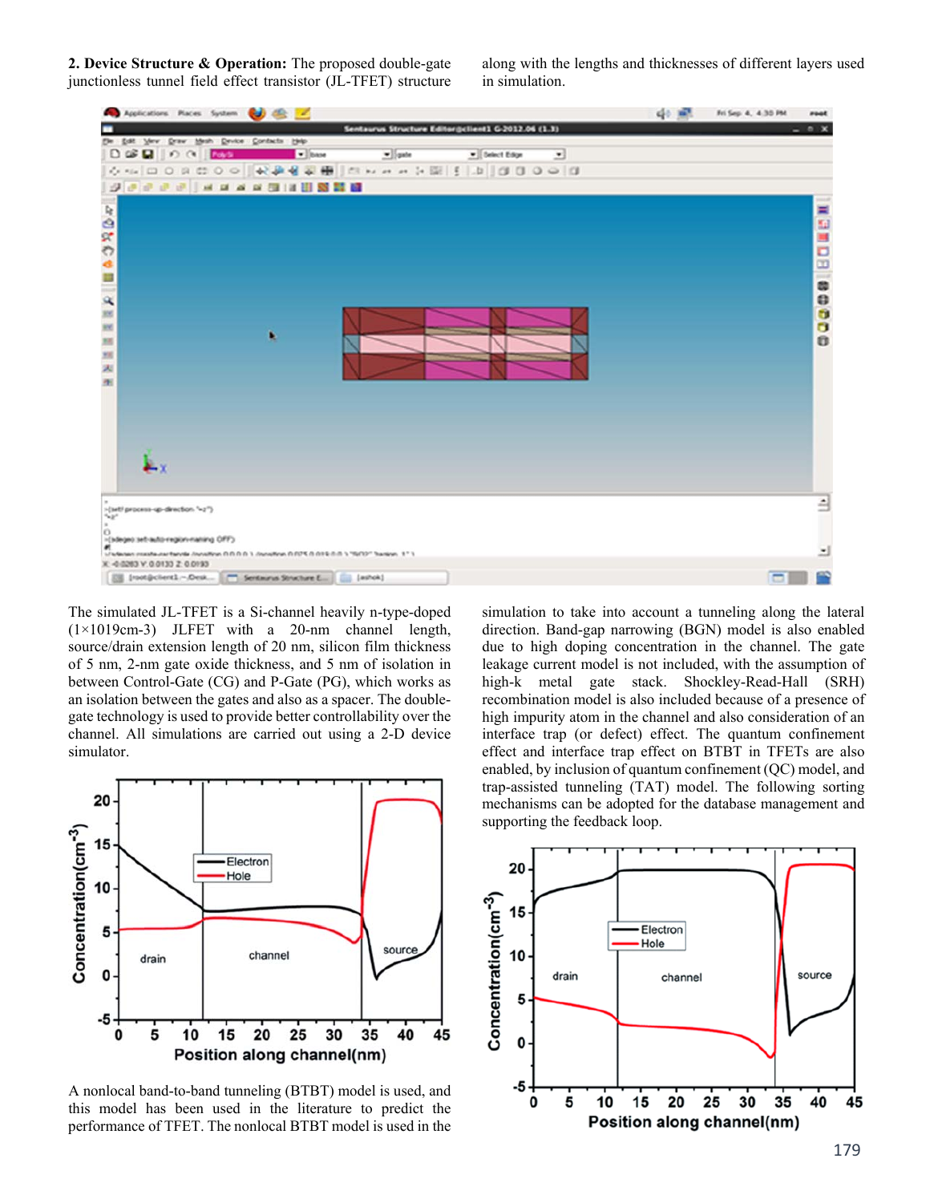**2. Device Structure & Operation:** The proposed double-gate junctionless tunnel field effect transistor (JL-TFET) structure along with the lengths and thicknesses of different layers used in simulation.

The simulated JL-TFET is a Si-channel heavily n-type-doped (1×1019cm-3) JLFET with a 20-nm channel length, source/drain extension length of 20 nm, silicon film thickness of 5 nm, 2-nm gate oxide thickness, and 5 nm of isolation in between Control-Gate (CG) and P-Gate (PG), which works as an isolation between the gates and also as a spacer. The double-gate technology is used to provide better controllability over the channel. All simulations are carried out using a 2-D device simulator.

Concentration(cm-3)
Electron
Hole
drain
channel
source
Position along channel(nm)

A nonlocal band-to-band tunneling (BTBT) model is used, and this model has been used in the literature to predict the performance of TFET. The nonlocal BTBT model is used in the simulation to take into account a tunneling along the lateral direction. Band-gap narrowing (BGN) model is also enabled due to high doping concentration in the channel. The gate leakage current model is not included, with the assumption of high-k metal gate stack. Shockley-Read-Hall (SRH) recombination model is also included because of a presence of high impurity atom in the channel and also consideration of an interface trap (or defect) effect. The quantum confinement effect and interface trap effect on BTBT in TFETs are also enabled, by inclusion of quantum confinement (QC) model, and trap-assisted tunneling (TAT) model. The following sorting mechanisms can be adopted for the database management and supporting the feedback loop.

Concentration(cm-3)
Electron
Hole
drain
channel
source
Position along channel(nm)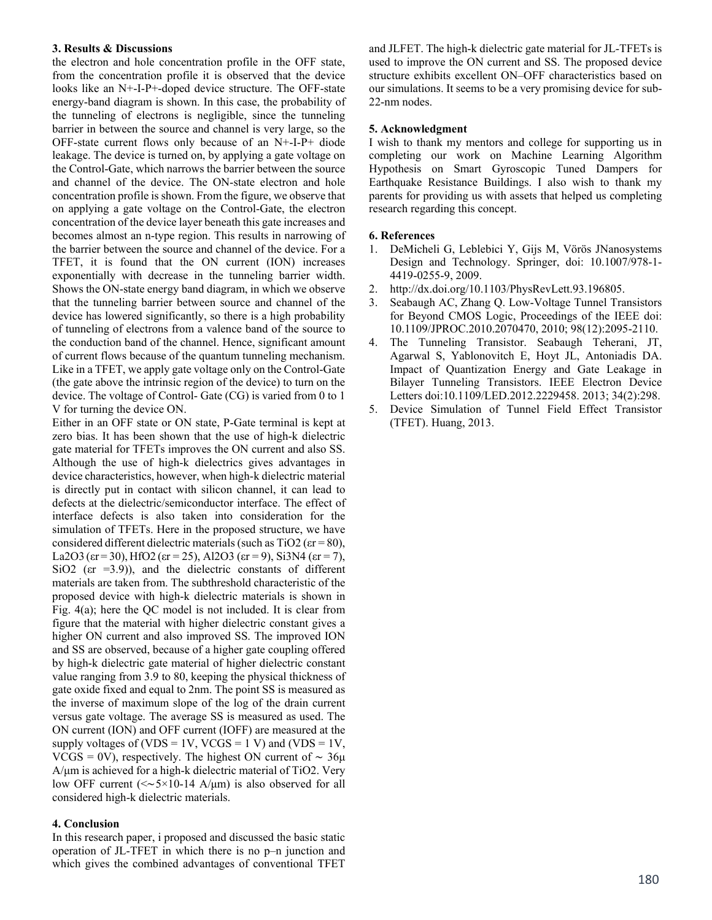### 3. Results & Discussions

the electron and hole concentration profile in the OFF state, from the concentration profile it is observed that the device looks like an N+-I-P+-doped device structure. The OFF-state energy-band diagram is shown. In this case, the probability of the tunneling of electrons is negligible, since the tunneling barrier in between the source and channel is very large, so the OFF-state current flows only because of an N+-I-P+ diode leakage. The device is turned on, by applying a gate voltage on the Control-Gate, which narrows the barrier between the source and channel of the device. The ON-state electron and hole concentration profile is shown. From the figure, we observe that on applying a gate voltage on the Control-Gate, the electron concentration of the device layer beneath this gate increases and becomes almost an n-type region. This results in narrowing of the barrier between the source and channel of the device. For a TFET, it is found that the ON current (ION) increases exponentially with decrease in the tunneling barrier width. Shows the ON-state energy band diagram, in which we observe that the tunneling barrier between source and channel of the device has lowered significantly, so there is a high probability of tunneling of electrons from a valence band of the source to the conduction band of the channel. Hence, significant amount of current flows because of the quantum tunneling mechanism. Like in a TFET, we apply gate voltage only on the Control-Gate (the gate above the intrinsic region of the device) to turn on the device. The voltage of Control- Gate (CG) is varied from 0 to 1 V for turning the device ON.

Either in an OFF state or ON state, P-Gate terminal is kept at zero bias. It has been shown that the use of high-k dielectric gate material for TFETs improves the ON current and also SS. Although the use of high-k dielectrics gives advantages in device characteristics, however, when high-k dielectric material is directly put in contact with silicon channel, it can lead to defects at the dielectric/semiconductor interface. The effect of interface defects is also taken into consideration for the simulation of TFETs. Here in the proposed structure, we have considered different dielectric materials (such as $TiO_2$ ($\varepsilon r = 80$), $La_2O_3$ ($\varepsilon r = 30$), $HfO_2$ ($\varepsilon r = 25$), $Al_2O_3$ ($\varepsilon r = 9$), $Si_3N_4$ ($\varepsilon r = 7$), $SiO_2$ ($\varepsilon r = 3.9$)), and the dielectric constants of different materials are taken from. The subthreshold characteristic of the proposed device with high-k dielectric materials is shown in Fig. 4(a); here the QC model is not included. It is clear from figure that the material with higher dielectric constant gives a higher ON current and also improved SS. The improved ION and SS are observed, because of a higher gate coupling offered by high-k dielectric gate material of higher dielectric constant value ranging from 3.9 to 80, keeping the physical thickness of gate oxide fixed and equal to 2nm. The point SS is measured as the inverse of maximum slope of the log of the drain current versus gate voltage. The average SS is measured as used. The ON current (ION) and OFF current (IOFF) are measured at the supply voltages of (VDS = 1V, VCGS = 1 V) and (VDS = 1V, VCGS = 0V), respectively. The highest ON current of ∼ 36μ A/μm is achieved for a high-k dielectric material of $TiO_2$. Very low OFF current (<∼$5\times10^{-14}$ A/μm) is also observed for all considered high-k dielectric materials.

### 4. Conclusion

In this research paper, i proposed and discussed the basic static operation of JL-TFET in which there is no p–n junction and which gives the combined advantages of conventional TFET and JLFET. The high-k dielectric gate material for JL-TFETs is used to improve the ON current and SS. The proposed device structure exhibits excellent ON–OFF characteristics based on our simulations. It seems to be a very promising device for sub-22-nm nodes.

### 5. Acknowledgment

I wish to thank my mentors and college for supporting us in completing our work on Machine Learning Algorithm Hypothesis on Smart Gyroscopic Tuned Dampers for Earthquake Resistance Buildings. I also wish to thank my parents for providing us with assets that helped us completing research regarding this concept.

### 6. References

1. DeMicheli G, Leblebici Y, Gijs M, Vörös JNanosystems Design and Technology. Springer, doi: 10.1007/978-1-4419-0255-9, 2009.
2. http://dx.doi.org/10.1103/PhysRevLett.93.196805.
3. Seabaugh AC, Zhang Q. Low-Voltage Tunnel Transistors for Beyond CMOS Logic, Proceedings of the IEEE doi: 10.1109/JPROC.2010.2070470, 2010; 98(12):2095-2110.
4. The Tunneling Transistor. Seabaugh Teherani, JT, Agarwal S, Yablonovitch E, Hoyt JL, Antoniadis DA. Impact of Quantization Energy and Gate Leakage in Bilayer Tunneling Transistors. IEEE Electron Device Letters doi:10.1109/LED.2012.2229458. 2013; 34(2):298.
5. Device Simulation of Tunnel Field Effect Transistor (TFET). Huang, 2013.